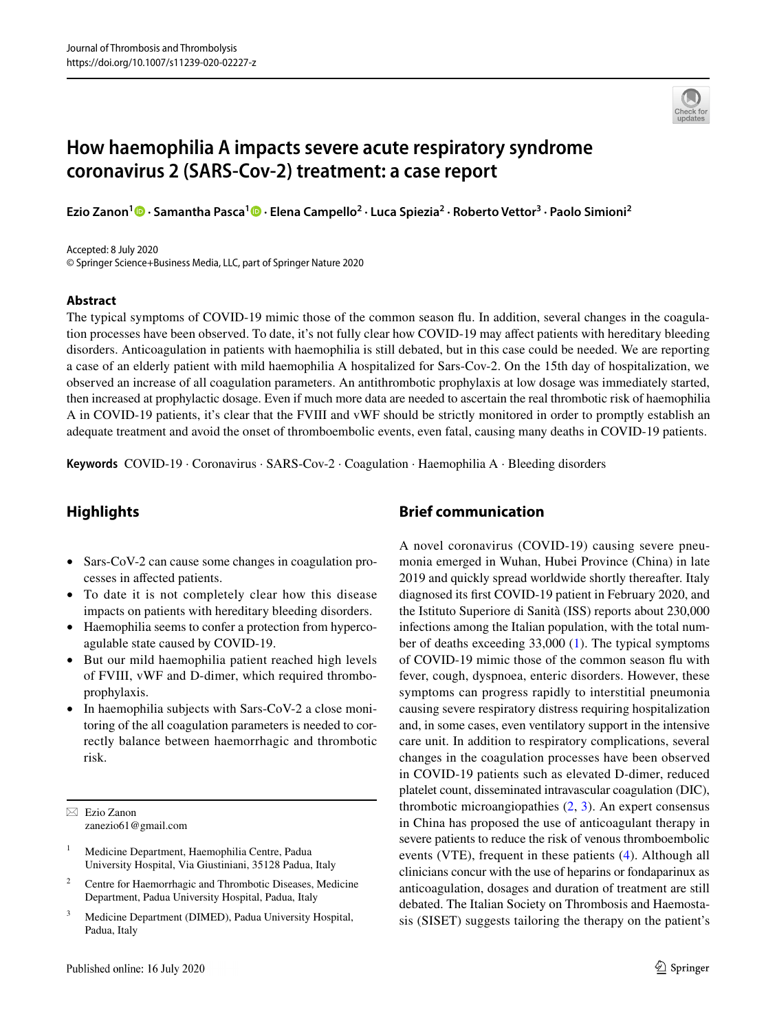# How haemophilia A impacts severe acute respiratory syndrome coronavirus 2 (SARS-Cov-2) treatment: a case report

**Ezio Zanon[1] · Samantha Pasca[1] · Elena Campello[2] · Luca Spiezia[2] · Roberto Vettor[3] · Paolo Simioni[2]**

Accepted: 8 July 2020
© Springer Science+Business Media, LLC, part of Springer Nature 2020

## Abstract

The typical symptoms of COVID-19 mimic those of the common season flu. In addition, several changes in the coagulation processes have been observed. To date, it's not fully clear how COVID-19 may affect patients with hereditary bleeding disorders. Anticoagulation in patients with haemophilia is still debated, but in this case could be needed. We are reporting a case of an elderly patient with mild haemophilia A hospitalized for Sars-Cov-2. On the 15th day of hospitalization, we observed an increase of all coagulation parameters. An antithrombotic prophylaxis at low dosage was immediately started, then increased at prophylactic dosage. Even if much more data are needed to ascertain the real thrombotic risk of haemophilia A in COVID-19 patients, it's clear that the FVIII and vWF should be strictly monitored in order to promptly establish an adequate treatment and avoid the onset of thromboembolic events, even fatal, causing many deaths in COVID-19 patients.

**Keywords** COVID-19 · Coronavirus · SARS-Cov-2 · Coagulation · Haemophilia A · Bleeding disorders

## Highlights

- Sars-CoV-2 can cause some changes in coagulation processes in affected patients.
- To date it is not completely clear how this disease impacts on patients with hereditary bleeding disorders.
- Haemophilia seems to confer a protection from hypercoagulable state caused by COVID-19.
- But our mild haemophilia patient reached high levels of FVIII, vWF and D-dimer, which required thromboprophylaxis.
- In haemophilia subjects with Sars-CoV-2 a close monitoring of the all coagulation parameters is needed to correctly balance between haemorrhagic and thrombotic risk.

✉ Ezio Zanon
zanezio61@gmail.com

[1] Medicine Department, Haemophilia Centre, Padua University Hospital, Via Giustiniani, 35128 Padua, Italy

[2] Centre for Haemorrhagic and Thrombotic Diseases, Medicine Department, Padua University Hospital, Padua, Italy

[3] Medicine Department (DIMED), Padua University Hospital, Padua, Italy

## Brief communication

A novel coronavirus (COVID-19) causing severe pneumonia emerged in Wuhan, Hubei Province (China) in late 2019 and quickly spread worldwide shortly thereafter. Italy diagnosed its first COVID-19 patient in February 2020, and the Istituto Superiore di Sanità (ISS) reports about 230,000 infections among the Italian population, with the total number of deaths exceeding 33,000 (1). The typical symptoms of COVID-19 mimic those of the common season flu with fever, cough, dyspnoea, enteric disorders. However, these symptoms can progress rapidly to interstitial pneumonia causing severe respiratory distress requiring hospitalization and, in some cases, even ventilatory support in the intensive care unit. In addition to respiratory complications, several changes in the coagulation processes have been observed in COVID-19 patients such as elevated D-dimer, reduced platelet count, disseminated intravascular coagulation (DIC), thrombotic microangiopathies (2, 3). An expert consensus in China has proposed the use of anticoagulant therapy in severe patients to reduce the risk of venous thromboembolic events (VTE), frequent in these patients (4). Although all clinicians concur with the use of heparins or fondaparinux as anticoagulation, dosages and duration of treatment are still debated. The Italian Society on Thrombosis and Haemostasis (SISET) suggests tailoring the therapy on the patient's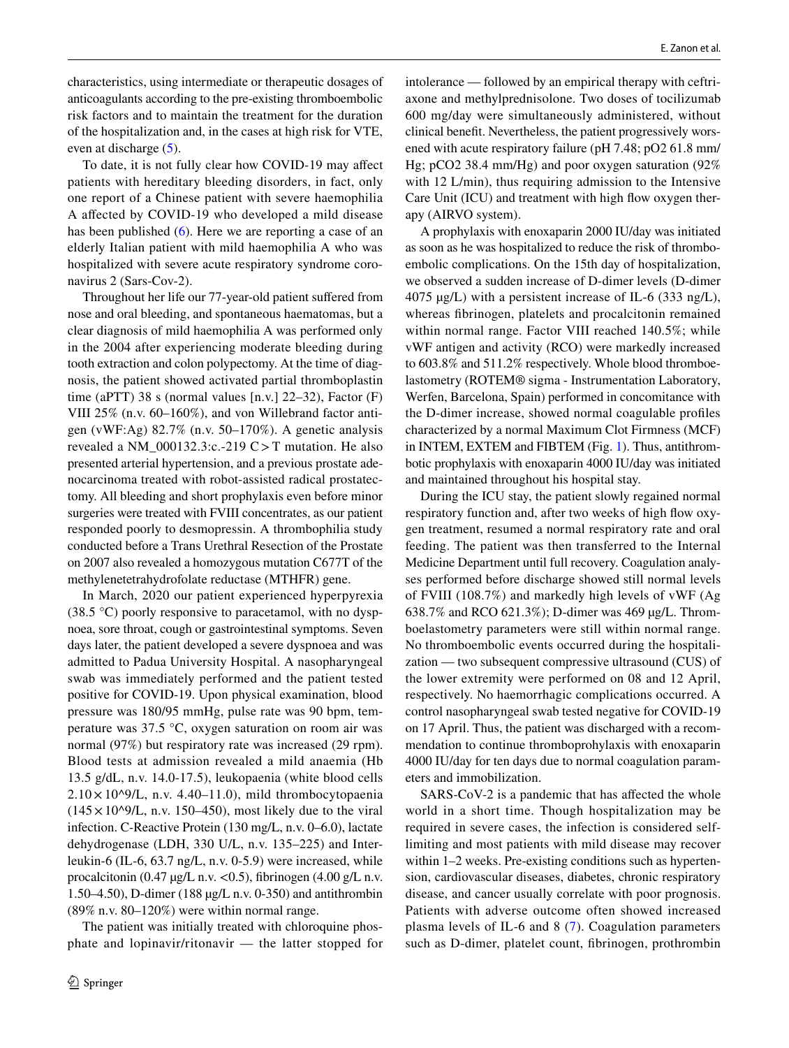characteristics, using intermediate or therapeutic dosages of anticoagulants according to the pre-existing thromboembolic risk factors and to maintain the treatment for the duration of the hospitalization and, in the cases at high risk for VTE, even at discharge (5).

To date, it is not fully clear how COVID-19 may affect patients with hereditary bleeding disorders, in fact, only one report of a Chinese patient with severe haemophilia A affected by COVID-19 who developed a mild disease has been published (6). Here we are reporting a case of an elderly Italian patient with mild haemophilia A who was hospitalized with severe acute respiratory syndrome coronavirus 2 (Sars-Cov-2).

Throughout her life our 77-year-old patient suffered from nose and oral bleeding, and spontaneous haematomas, but a clear diagnosis of mild haemophilia A was performed only in the 2004 after experiencing moderate bleeding during tooth extraction and colon polypectomy. At the time of diagnosis, the patient showed activated partial thromboplastin time (aPTT) 38 s (normal values [n.v.] 22–32), Factor (F) VIII 25% (n.v. 60–160%), and von Willebrand factor antigen (vWF:Ag) 82.7% (n.v. 50–170%). A genetic analysis revealed a NM_000132.3:c.-219 C > T mutation. He also presented arterial hypertension, and a previous prostate adenocarcinoma treated with robot-assisted radical prostatectomy. All bleeding and short prophylaxis even before minor surgeries were treated with FVIII concentrates, as our patient responded poorly to desmopressin. A thrombophilia study conducted before a Trans Urethral Resection of the Prostate on 2007 also revealed a homozygous mutation C677T of the methylenetetrahydrofolate reductase (MTHFR) gene.

In March, 2020 our patient experienced hyperpyrexia (38.5 °C) poorly responsive to paracetamol, with no dyspnoea, sore throat, cough or gastrointestinal symptoms. Seven days later, the patient developed a severe dyspnoea and was admitted to Padua University Hospital. A nasopharyngeal swab was immediately performed and the patient tested positive for COVID-19. Upon physical examination, blood pressure was 180/95 mmHg, pulse rate was 90 bpm, temperature was 37.5 °C, oxygen saturation on room air was normal (97%) but respiratory rate was increased (29 rpm). Blood tests at admission revealed a mild anaemia (Hb 13.5 g/dL, n.v. 14.0-17.5), leukopaenia (white blood cells $2.10 \times 10^9$/L, n.v. 4.40–11.0), mild thrombocytopaenia ($145 \times 10^9$/L, n.v. 150–450), most likely due to the viral infection. C-Reactive Protein (130 mg/L, n.v. 0–6.0), lactate dehydrogenase (LDH, 330 U/L, n.v. 135–225) and Interleukin-6 (IL-6, 63.7 ng/L, n.v. 0-5.9) were increased, while procalcitonin (0.47 μg/L n.v. <0.5), fibrinogen (4.00 g/L n.v. 1.50–4.50), D-dimer (188 μg/L n.v. 0-350) and antithrombin (89% n.v. 80–120%) were within normal range.

The patient was initially treated with chloroquine phosphate and lopinavir/ritonavir — the latter stopped for intolerance — followed by an empirical therapy with ceftriaxone and methylprednisolone. Two doses of tocilizumab 600 mg/day were simultaneously administered, without clinical benefit. Nevertheless, the patient progressively worsened with acute respiratory failure (pH 7.48; pO2 61.8 mm/Hg; pCO2 38.4 mm/Hg) and poor oxygen saturation (92% with 12 L/min), thus requiring admission to the Intensive Care Unit (ICU) and treatment with high flow oxygen therapy (AIRVO system).

A prophylaxis with enoxaparin 2000 IU/day was initiated as soon as he was hospitalized to reduce the risk of thromboembolic complications. On the 15th day of hospitalization, we observed a sudden increase of D-dimer levels (D-dimer 4075 μg/L) with a persistent increase of IL-6 (333 ng/L), whereas fibrinogen, platelets and procalcitonin remained within normal range. Factor VIII reached 140.5%; while vWF antigen and activity (RCO) were markedly increased to 603.8% and 511.2% respectively. Whole blood thromboelastometry (ROTEM® sigma - Instrumentation Laboratory, Werfen, Barcelona, Spain) performed in concomitance with the D-dimer increase, showed normal coagulable profiles characterized by a normal Maximum Clot Firmness (MCF) in INTEM, EXTEM and FIBTEM (Fig. 1). Thus, antithrombotic prophylaxis with enoxaparin 4000 IU/day was initiated and maintained throughout his hospital stay.

During the ICU stay, the patient slowly regained normal respiratory function and, after two weeks of high flow oxygen treatment, resumed a normal respiratory rate and oral feeding. The patient was then transferred to the Internal Medicine Department until full recovery. Coagulation analyses performed before discharge showed still normal levels of FVIII (108.7%) and markedly high levels of vWF (Ag 638.7% and RCO 621.3%); D-dimer was 469 μg/L. Thromboelastometry parameters were still within normal range. No thromboembolic events occurred during the hospitalization — two subsequent compressive ultrasound (CUS) of the lower extremity were performed on 08 and 12 April, respectively. No haemorrhagic complications occurred. A control nasopharyngeal swab tested negative for COVID-19 on 17 April. Thus, the patient was discharged with a recommendation to continue thromboprohylaxis with enoxaparin 4000 IU/day for ten days due to normal coagulation parameters and immobilization.

SARS-CoV-2 is a pandemic that has affected the whole world in a short time. Though hospitalization may be required in severe cases, the infection is considered self-limiting and most patients with mild disease may recover within 1–2 weeks. Pre-existing conditions such as hypertension, cardiovascular diseases, diabetes, chronic respiratory disease, and cancer usually correlate with poor prognosis. Patients with adverse outcome often showed increased plasma levels of IL-6 and 8 (7). Coagulation parameters such as D-dimer, platelet count, fibrinogen, prothrombin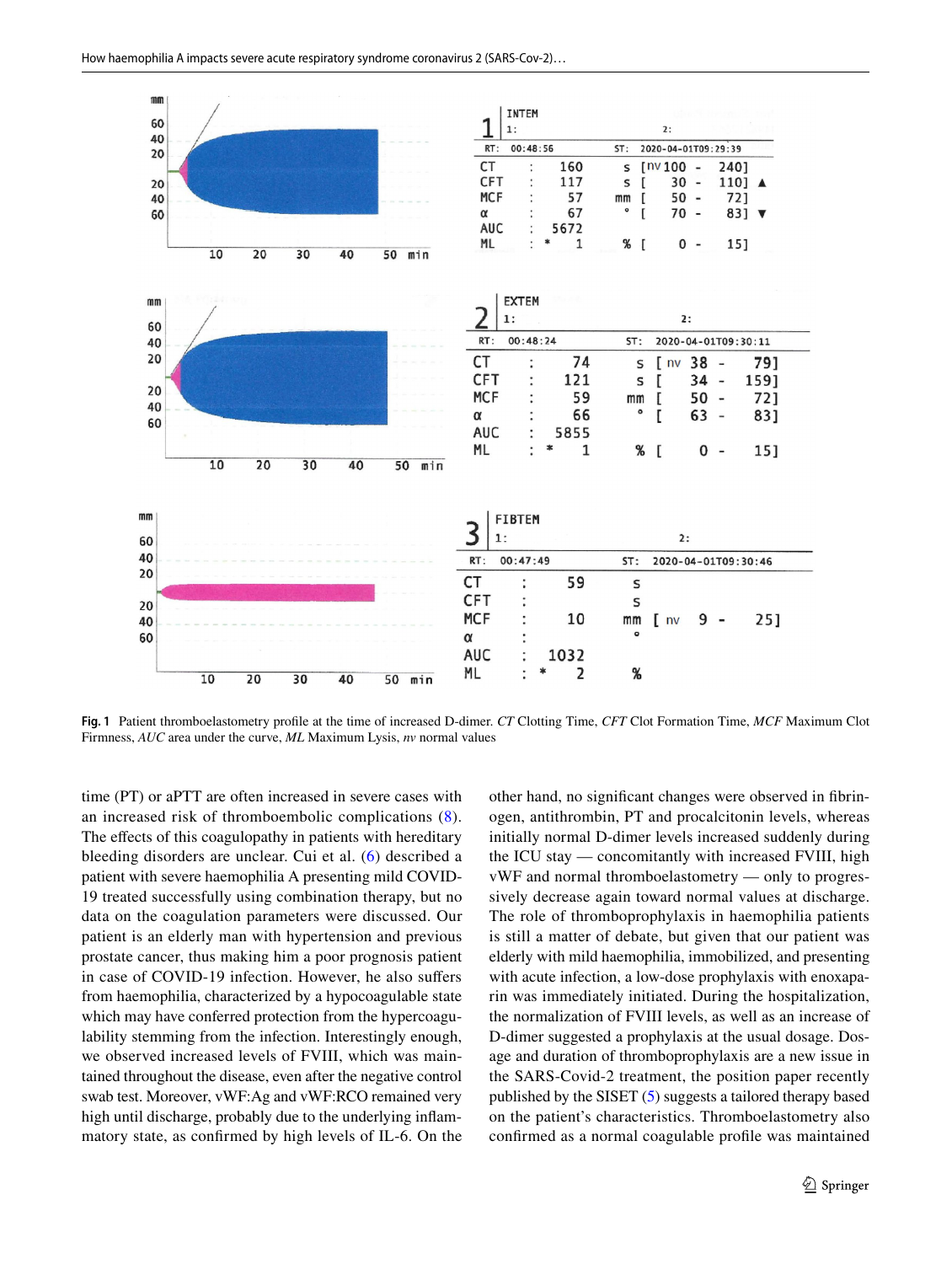**Fig. 1** Patient thromboelastometry profile at the time of increased D-dimer. *CT* Clotting Time, *CFT* Clot Formation Time, *MCF* Maximum Clot Firmness, *AUC* area under the curve, *ML* Maximum Lysis, *nv* normal values

time (PT) or aPTT are often increased in severe cases with an increased risk of thromboembolic complications (8). The effects of this coagulopathy in patients with hereditary bleeding disorders are unclear. Cui et al. (6) described a patient with severe haemophilia A presenting mild COVID-19 treated successfully using combination therapy, but no data on the coagulation parameters were discussed. Our patient is an elderly man with hypertension and previous prostate cancer, thus making him a poor prognosis patient in case of COVID-19 infection. However, he also suffers from haemophilia, characterized by a hypocoagulable state which may have conferred protection from the hypercoagulability stemming from the infection. Interestingly enough, we observed increased levels of FVIII, which was maintained throughout the disease, even after the negative control swab test. Moreover, vWF:Ag and vWF:RCO remained very high until discharge, probably due to the underlying inflammatory state, as confirmed by high levels of IL-6. On the other hand, no significant changes were observed in fibrinogen, antithrombin, PT and procalcitonin levels, whereas initially normal D-dimer levels increased suddenly during the ICU stay — concomitantly with increased FVIII, high vWF and normal thromboelastometry — only to progressively decrease again toward normal values at discharge. The role of thromboprophylaxis in haemophilia patients is still a matter of debate, but given that our patient was elderly with mild haemophilia, immobilized, and presenting with acute infection, a low-dose prophylaxis with enoxaparin was immediately initiated. During the hospitalization, the normalization of FVIII levels, as well as an increase of D-dimer suggested a prophylaxis at the usual dosage. Dosage and duration of thromboprophylaxis are a new issue in the SARS-Covid-2 treatment, the position paper recently published by the SISET (5) suggests a tailored therapy based on the patient's characteristics. Thromboelastometry also confirmed as a normal coagulable profile was maintained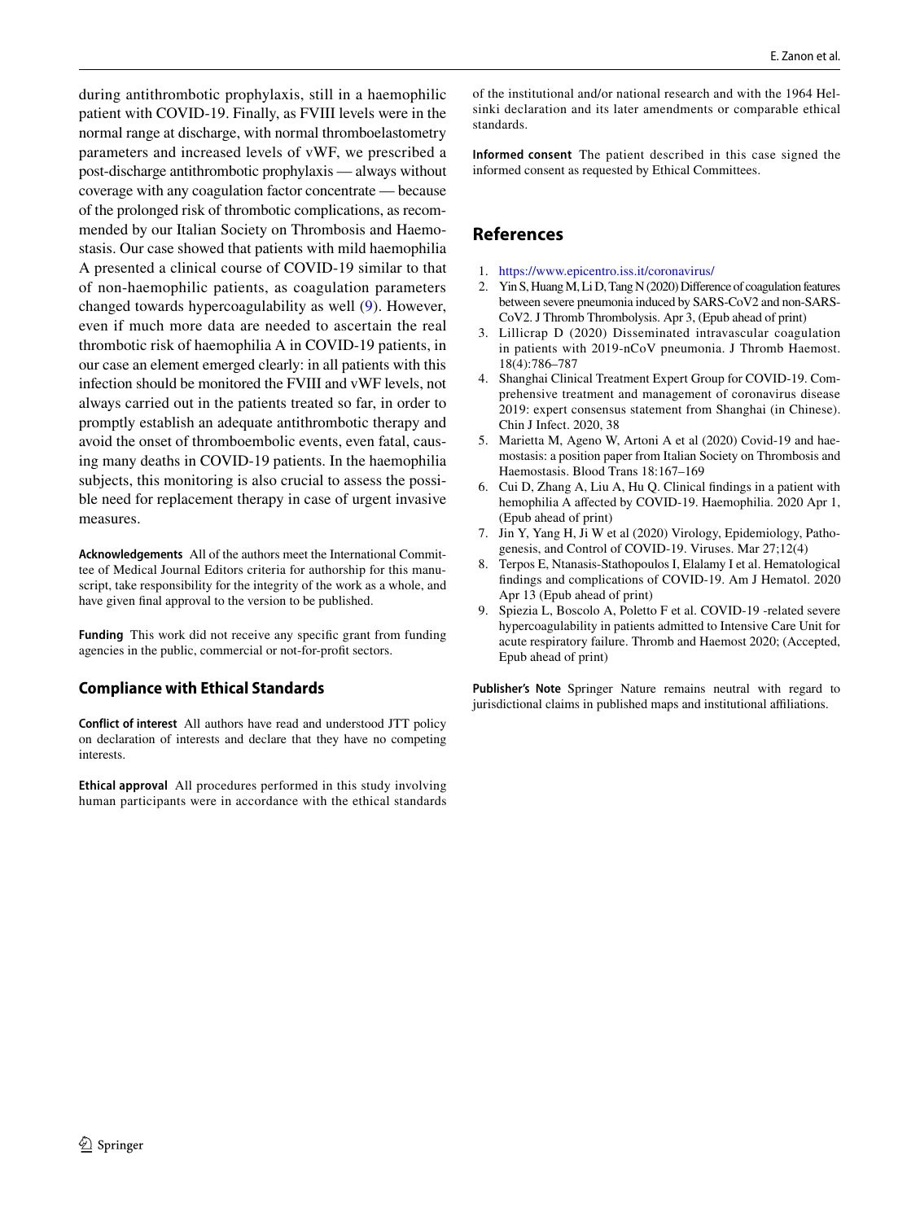during antithrombotic prophylaxis, still in a haemophilic patient with COVID-19. Finally, as FVIII levels were in the normal range at discharge, with normal thromboelastometry parameters and increased levels of vWF, we prescribed a post-discharge antithrombotic prophylaxis — always without coverage with any coagulation factor concentrate — because of the prolonged risk of thrombotic complications, as recommended by our Italian Society on Thrombosis and Haemostasis. Our case showed that patients with mild haemophilia A presented a clinical course of COVID-19 similar to that of non-haemophilic patients, as coagulation parameters changed towards hypercoagulability as well (9). However, even if much more data are needed to ascertain the real thrombotic risk of haemophilia A in COVID-19 patients, in our case an element emerged clearly: in all patients with this infection should be monitored the FVIII and vWF levels, not always carried out in the patients treated so far, in order to promptly establish an adequate antithrombotic therapy and avoid the onset of thromboembolic events, even fatal, causing many deaths in COVID-19 patients. In the haemophilia subjects, this monitoring is also crucial to assess the possible need for replacement therapy in case of urgent invasive measures.

**Acknowledgements** All of the authors meet the International Committee of Medical Journal Editors criteria for authorship for this manuscript, take responsibility for the integrity of the work as a whole, and have given final approval to the version to be published.

**Funding** This work did not receive any specific grant from funding agencies in the public, commercial or not-for-profit sectors.

## Compliance with Ethical Standards

**Conflict of interest** All authors have read and understood JTT policy on declaration of interests and declare that they have no competing interests.

**Ethical approval** All procedures performed in this study involving human participants were in accordance with the ethical standards of the institutional and/or national research and with the 1964 Helsinki declaration and its later amendments or comparable ethical standards.

**Informed consent** The patient described in this case signed the informed consent as requested by Ethical Committees.

## References

1. https://www.epicentro.iss.it/coronavirus/
2. Yin S, Huang M, Li D, Tang N (2020) Difference of coagulation features between severe pneumonia induced by SARS-CoV2 and non-SARS-CoV2. J Thromb Thrombolysis. Apr 3, (Epub ahead of print)
3. Lillicrap D (2020) Disseminated intravascular coagulation in patients with 2019-nCoV pneumonia. J Thromb Haemost. 18(4):786–787
4. Shanghai Clinical Treatment Expert Group for COVID-19. Comprehensive treatment and management of coronavirus disease 2019: expert consensus statement from Shanghai (in Chinese). Chin J Infect. 2020, 38
5. Marietta M, Ageno W, Artoni A et al (2020) Covid-19 and haemostasis: a position paper from Italian Society on Thrombosis and Haemostasis. Blood Trans 18:167–169
6. Cui D, Zhang A, Liu A, Hu Q. Clinical findings in a patient with hemophilia A affected by COVID-19. Haemophilia. 2020 Apr 1, (Epub ahead of print)
7. Jin Y, Yang H, Ji W et al (2020) Virology, Epidemiology, Pathogenesis, and Control of COVID-19. Viruses. Mar 27;12(4)
8. Terpos E, Ntanasis-Stathopoulos I, Elalamy I et al. Hematological findings and complications of COVID-19. Am J Hematol. 2020 Apr 13 (Epub ahead of print)
9. Spiezia L, Boscolo A, Poletto F et al. COVID-19 -related severe hypercoagulability in patients admitted to Intensive Care Unit for acute respiratory failure. Thromb and Haemost 2020; (Accepted, Epub ahead of print)

**Publisher's Note** Springer Nature remains neutral with regard to jurisdictional claims in published maps and institutional affiliations.